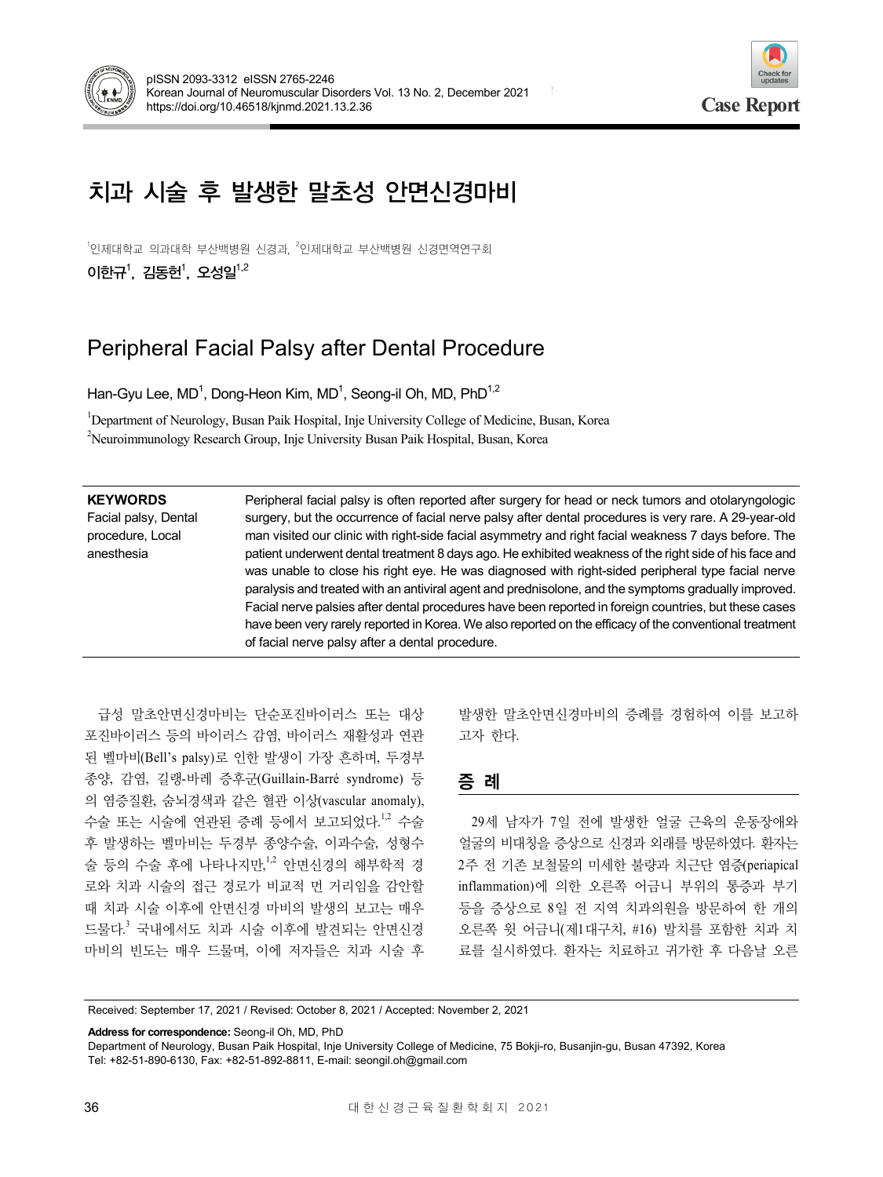Case Report

# 치과 시술 후 발생한 말초성 안면신경마비

[1]인제대학교 의과대학 부산백병원 신경과, [2]인제대학교 부산백병원 신경면역연구회

**이한규[1], 김동헌[1], 오성일[1,2]**

# Peripheral Facial Palsy after Dental Procedure

Han-Gyu Lee, MD[1], Dong-Heon Kim, MD[1], Seong-il Oh, MD, PhD[1,2]

[1]Department of Neurology, Busan Paik Hospital, Inje University College of Medicine, Busan, Korea
[2]Neuroimmunology Research Group, Inje University Busan Paik Hospital, Busan, Korea

**KEYWORDS**
Facial palsy, Dental procedure, Local anesthesia

Peripheral facial palsy is often reported after surgery for head or neck tumors and otolaryngologic surgery, but the occurrence of facial nerve palsy after dental procedures is very rare. A 29-year-old man visited our clinic with right-side facial asymmetry and right facial weakness 7 days before. The patient underwent dental treatment 8 days ago. He exhibited weakness of the right side of his face and was unable to close his right eye. He was diagnosed with right-sided peripheral type facial nerve paralysis and treated with an antiviral agent and prednisolone, and the symptoms gradually improved. Facial nerve palsies after dental procedures have been reported in foreign countries, but these cases have been very rarely reported in Korea. We also reported on the efficacy of the conventional treatment of facial nerve palsy after a dental procedure.

급성 말초안면신경마비는 단순포진바이러스 또는 대상포진바이러스 등의 바이러스 감염, 바이러스 재활성과 연관된 벨마비(Bell's palsy)로 인한 발생이 가장 흔하며, 두경부 종양, 감염, 길랭-바레 증후군(Guillain-Barré syndrome) 등의 염증질환, 숨뇌경색과 같은 혈관 이상(vascular anomaly), 수술 또는 시술에 연관된 증례 등에서 보고되었다.[1,2] 수술 후 발생하는 벨마비는 두경부 종양수술, 이과수술, 성형수술 등의 수술 후에 나타나지만,[1,2] 안면신경의 해부학적 경로와 치과 시술의 접근 경로가 비교적 먼 거리임을 감안할 때 치과 시술 이후에 안면신경 마비의 발생의 보고는 매우 드물다.[3] 국내에서도 치과 시술 이후에 발견되는 안면신경 마비의 빈도는 매우 드물며, 이에 저자들은 치과 시술 후 발생한 말초안면신경마비의 증례를 경험하여 이를 보고하고자 한다.

## 증 례

29세 남자가 7일 전에 발생한 얼굴 근육의 운동장애와 얼굴의 비대칭을 증상으로 신경과 외래를 방문하였다. 환자는 2주 전 기존 보철물의 미세한 불량과 치근단 염증(periapical inflammation)에 의한 오른쪽 어금니 부위의 통증과 부기 등을 증상으로 8일 전 지역 치과의원을 방문하여 한 개의 오른쪽 윗 어금니(제1대구치, #16) 발치를 포함한 치과 치료를 실시하였다. 환자는 치료하고 귀가한 후 다음날 오른

Received: September 17, 2021 / Revised: October 8, 2021 / Accepted: November 2, 2021

**Address for correspondence:** Seong-il Oh, MD, PhD
Department of Neurology, Busan Paik Hospital, Inje University College of Medicine, 75 Bokji-ro, Busanjin-gu, Busan 47392, Korea
Tel: +82-51-890-6130, Fax: +82-51-892-8811, E-mail: seongil.oh@gmail.com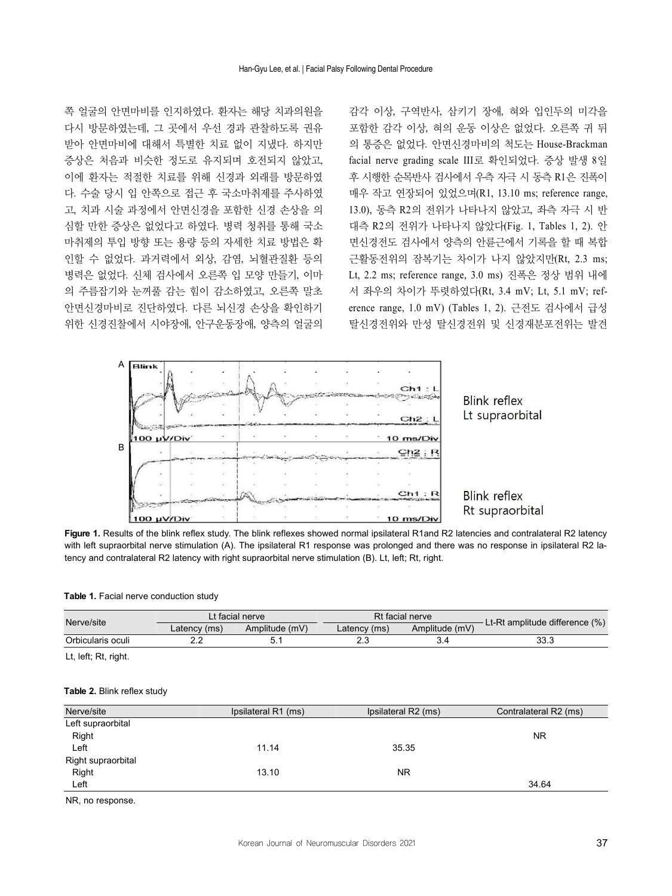쪽 얼굴의 안면마비를 인지하였다. 환자는 해당 치과의원을 다시 방문하였는데, 그 곳에서 우선 경과 관찰하도록 권유받아 안면마비에 대해서 특별한 치료 없이 지냈다. 하지만 증상은 처음과 비슷한 정도로 유지되며 호전되지 않았고, 이에 환자는 적절한 치료를 위해 신경과 외래를 방문하였다. 수술 당시 입 안쪽으로 접근 후 국소마취제를 주사하였고, 치과 시술 과정에서 안면신경을 포함한 신경 손상을 의심할 만한 증상은 없었다고 하였다. 병력 청취를 통해 국소마취제의 투입 방향 또는 용량 등의 자세한 치료 방법은 확인할 수 없었다. 과거력에서 외상, 감염, 뇌혈관질환 등의 병력은 없었다. 신체 검사에서 오른쪽 입 모양 만들기, 이마의 주름잡기와 눈꺼풀 감는 힘이 감소하였고, 오른쪽 말초안면신경마비로 진단하였다. 다른 뇌신경 손상을 확인하기 위한 신경진찰에서 시야장애, 안구운동장애, 양측의 얼굴의 감각 이상, 구역반사, 삼키기 장애, 혀와 입인두의 미각을 포함한 감각 이상, 혀의 운동 이상은 없었다. 오른쪽 귀 뒤의 통증은 없었다. 안면신경마비의 척도는 House-Brackman facial nerve grading scale III로 확인되었다. 증상 발생 8일 후 시행한 순목반사 검사에서 우측 자극 시 동측 R1은 진폭이 매우 작고 연장되어 있었으며(R1, 13.10 ms; reference range, 13.0), 동측 R2의 전위가 나타나지 않았고, 좌측 자극 시 반대측 R2의 전위가 나타나지 않았다(Fig. 1, Tables 1, 2). 안면신경전도 검사에서 양측의 안륜근에서 기록을 할 때 복합근활동전위의 잠복기는 차이가 나지 않았지만(Rt, 2.3 ms; Lt, 2.2 ms; reference range, 3.0 ms) 진폭은 정상 범위 내에서 좌우의 차이가 뚜렷하였다(Rt, 3.4 mV; Lt, 5.1 mV; reference range, 1.0 mV) (Tables 1, 2). 근전도 검사에서 급성 탈신경전위와 만성 탈신경전위 및 신경재분포전위는 발견

**Figure 1.** Results of the blink reflex study. The blink reflexes showed normal ipsilateral R1and R2 latencies and contralateral R2 latency with left supraorbital nerve stimulation (A). The ipsilateral R1 response was prolonged and there was no response in ipsilateral R2 latency and contralateral R2 latency with right supraorbital nerve stimulation (B). Lt, left; Rt, right.

**Table 1.** Facial nerve conduction study

| Nerve/site | Lt facial nerve | | Rt facial nerve | | Lt-Rt amplitude difference (%) |
|---|---|---|---|---|---|
| | Latency (ms) | Amplitude (mV) | Latency (ms) | Amplitude (mV) | |
| Orbicularis oculi | 2.2 | 5.1 | 2.3 | 3.4 | 33.3 |

Lt, left; Rt, right.

**Table 2.** Blink reflex study

| Nerve/site | Ipsilateral R1 (ms) | Ipsilateral R2 (ms) | Contralateral R2 (ms) |
|---|---|---|---|
| Left supraorbital | | | |
| Right | | | NR |
| Left | 11.14 | 35.35 | |
| Right supraorbital | | | |
| Right | 13.10 | NR | |
| Left | | | 34.64 |

NR, no response.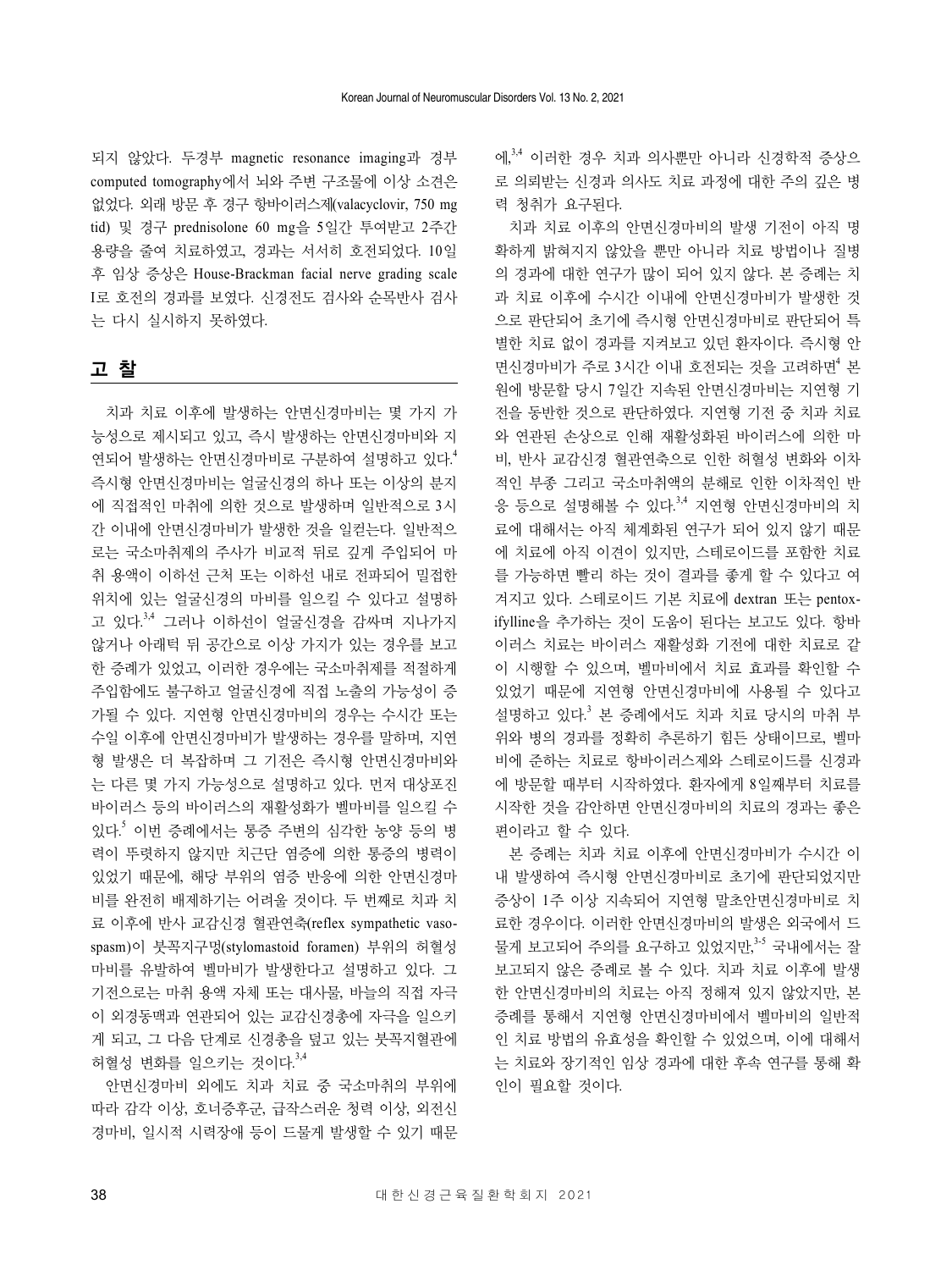되지 않았다. 두경부 magnetic resonance imaging과 경부 computed tomography에서 뇌와 주변 구조물에 이상 소견은 없었다. 외래 방문 후 경구 항바이러스제(valacyclovir, 750 mg tid) 및 경구 prednisolone 60 mg을 5일간 투여받고 2주간 용량을 줄여 치료하였고, 경과는 서서히 호전되었다. 10일 후 임상 증상은 House-Brackman facial nerve grading scale I로 호전의 경과를 보였다. 신경전도 검사와 순목반사 검사는 다시 실시하지 못하였다.

## 고 찰

치과 치료 이후에 발생하는 안면신경마비는 몇 가지 가능성으로 제시되고 있고, 즉시 발생하는 안면신경마비와 지연되어 발생하는 안면신경마비로 구분하여 설명하고 있다.[4] 즉시형 안면신경마비는 얼굴신경의 하나 또는 이상의 분지에 직접적인 마취에 의한 것으로 발생하며 일반적으로 3시간 이내에 안면신경마비가 발생한 것을 일컫는다. 일반적으로는 국소마취제의 주사가 비교적 뒤로 깊게 주입되어 마취 용액이 이하선 근처 또는 이하선 내로 전파되어 밀접한 위치에 있는 얼굴신경의 마비를 일으킬 수 있다고 설명하고 있다.[3,4] 그러나 이하선이 얼굴신경을 감싸며 지나가지 않거나 아래턱 뒤 공간으로 이상 가지가 있는 경우를 보고한 증례가 있었고, 이러한 경우에는 국소마취제를 적절하게 주입함에도 불구하고 얼굴신경에 직접 노출의 가능성이 증가될 수 있다. 지연형 안면신경마비의 경우는 수시간 또는 수일 이후에 안면신경마비가 발생하는 경우를 말하며, 지연형 발생은 더 복잡하며 그 기전은 즉시형 안면신경마비와는 다른 몇 가지 가능성으로 설명하고 있다. 먼저 대상포진 바이러스 등의 바이러스의 재활성화가 벨마비를 일으킬 수 있다.[5] 이번 증례에서는 통증 주변의 심각한 농양 등의 병력이 뚜렷하지 않지만 치근단 염증에 의한 통증의 병력이 있었기 때문에, 해당 부위의 염증 반응에 의한 안면신경마비를 완전히 배제하기는 어려울 것이다. 두 번째로 치과 치료 이후에 반사 교감신경 혈관연축(reflex sympathetic vasospasm)이 붓꼭지구멍(stylomastoid foramen) 부위의 허혈성 마비를 유발하여 벨마비가 발생한다고 설명하고 있다. 그 기전으로는 마취 용액 자체 또는 대사물, 바늘의 직접 자극이 외경동맥과 연관되어 있는 교감신경총에 자극을 일으키게 되고, 그 다음 단계로 신경총을 덮고 있는 붓꼭지혈관에 허혈성 변화를 일으키는 것이다.[3,4]

안면신경마비 외에도 치과 치료 중 국소마취의 부위에 따라 감각 이상, 호너증후군, 급작스러운 청력 이상, 외전신경마비, 일시적 시력장애 등이 드물게 발생할 수 있기 때문에,[3,4] 이러한 경우 치과 의사뿐만 아니라 신경학적 증상으로 의뢰받는 신경과 의사도 치료 과정에 대한 주의 깊은 병력 청취가 요구된다.

치과 치료 이후의 안면신경마비의 발생 기전이 아직 명확하게 밝혀지지 않았을 뿐만 아니라 치료 방법이나 질병의 경과에 대한 연구가 많이 되어 있지 않다. 본 증례는 치과 치료 이후에 수시간 이내에 안면신경마비가 발생한 것으로 판단되어 초기에 즉시형 안면신경마비로 판단되어 특별한 치료 없이 경과를 지켜보고 있던 환자이다. 즉시형 안면신경마비가 주로 3시간 이내 호전되는 것을 고려하면[4] 본원에 방문할 당시 7일간 지속된 안면신경마비는 지연형 기전을 동반한 것으로 판단하였다. 지연형 기전 중 치과 치료와 연관된 손상으로 인해 재활성화된 바이러스에 의한 마비, 반사 교감신경 혈관연축으로 인한 허혈성 변화와 이차적인 부종 그리고 국소마취액의 분해로 인한 이차적인 반응 등으로 설명해볼 수 있다.[3,4] 지연형 안면신경마비의 치료에 대해서는 아직 체계화된 연구가 되어 있지 않기 때문에 치료에 아직 이견이 있지만, 스테로이드를 포함한 치료를 가능하면 빨리 하는 것이 결과를 좋게 할 수 있다고 여겨지고 있다. 스테로이드 기본 치료에 dextran 또는 pentoxifylline을 추가하는 것이 도움이 된다는 보고도 있다. 항바이러스 치료는 바이러스 재활성화 기전에 대한 치료로 같이 시행할 수 있으며, 벨마비에서 치료 효과를 확인할 수 있었기 때문에 지연형 안면신경마비에 사용될 수 있다고 설명하고 있다.[3] 본 증례에서도 치과 치료 당시의 마취 부위와 병의 경과를 정확히 추론하기 힘든 상태이므로, 벨마비에 준하는 치료로 항바이러스제와 스테로이드를 신경과에 방문할 때부터 시작하였다. 환자에게 8일째부터 치료를 시작한 것을 감안하면 안면신경마비의 치료의 경과는 좋은 편이라고 할 수 있다.

본 증례는 치과 치료 이후에 안면신경마비가 수시간 이내 발생하여 즉시형 안면신경마비로 초기에 판단되었지만 증상이 1주 이상 지속되어 지연형 말초안면신경마비로 치료한 경우이다. 이러한 안면신경마비의 발생은 외국에서 드물게 보고되어 주의를 요구하고 있었지만,[3-5] 국내에서는 잘 보고되지 않은 증례로 볼 수 있다. 치과 치료 이후에 발생한 안면신경마비의 치료는 아직 정해져 있지 않았지만, 본 증례를 통해서 지연형 안면신경마비에서 벨마비의 일반적인 치료 방법의 유효성을 확인할 수 있었으며, 이에 대해서는 치료와 장기적인 임상 경과에 대한 후속 연구를 통해 확인이 필요할 것이다.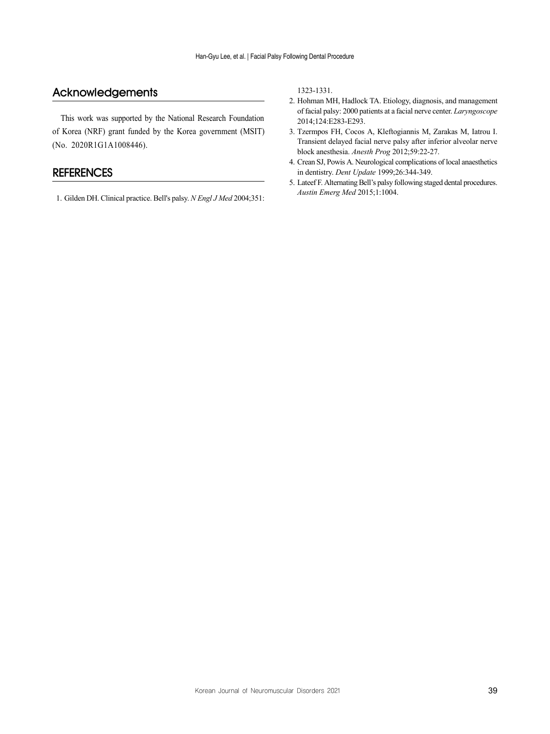## Acknowledgements

This work was supported by the National Research Foundation of Korea (NRF) grant funded by the Korea government (MSIT) (No. 2020R1G1A1008446).

## REFERENCES

1. Gilden DH. Clinical practice. Bell's palsy. *N Engl J Med* 2004;351:1323-1331.
2. Hohman MH, Hadlock TA. Etiology, diagnosis, and management of facial palsy: 2000 patients at a facial nerve center. *Laryngoscope* 2014;124:E283-E293.
3. Tzermpos FH, Cocos A, Kleftogiannis M, Zarakas M, Iatrou I. Transient delayed facial nerve palsy after inferior alveolar nerve block anesthesia. *Anesth Prog* 2012;59:22-27.
4. Crean SJ, Powis A. Neurological complications of local anaesthetics in dentistry. *Dent Update* 1999;26:344-349.
5. Lateef F. Alternating Bell's palsy following staged dental procedures. *Austin Emerg Med* 2015;1:1004.